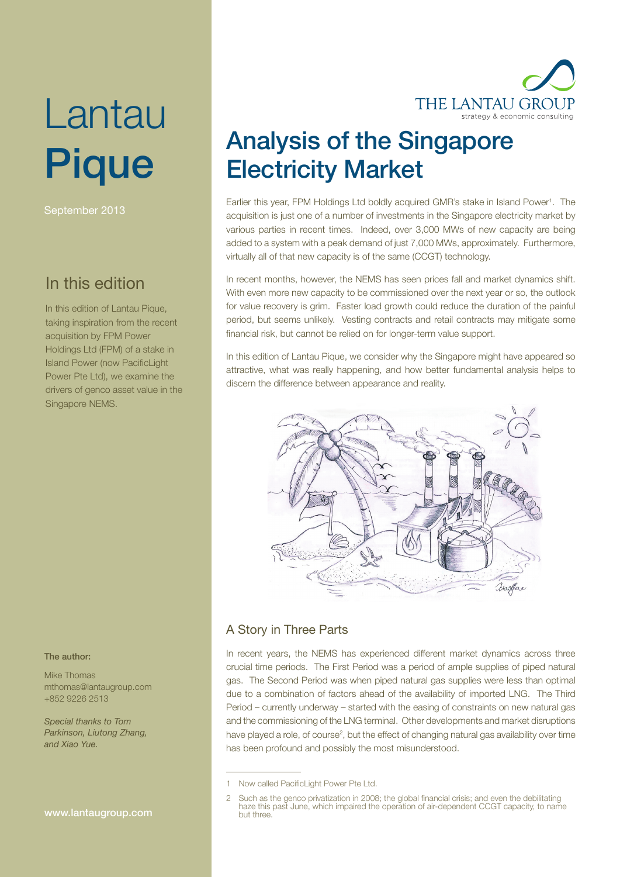# Lantau **Pique**

September 2013

## In this edition

In this edition of Lantau Pique, taking inspiration from the recent acquisition by FPM Power Holdings Ltd (FPM) of a stake in Island Power (now PacificLight Power Pte Ltd), we examine the drivers of genco asset value in the Singapore NEMS.

**The author:**

Mike Thomas
mthomas@lantaugroup.com
+852 9226 2513

*Special thanks to Tom Parkinson, Liutong Zhang, and Xiao Yue.*

www.lantaugroup.com

# Analysis of the Singapore Electricity Market

Earlier this year, FPM Holdings Ltd boldly acquired GMR's stake in Island Power[1]. The acquisition is just one of a number of investments in the Singapore electricity market by various parties in recent times. Indeed, over 3,000 MWs of new capacity are being added to a system with a peak demand of just 7,000 MWs, approximately. Furthermore, virtually all of that new capacity is of the same (CCGT) technology.

In recent months, however, the NEMS has seen prices fall and market dynamics shift. With even more new capacity to be commissioned over the next year or so, the outlook for value recovery is grim. Faster load growth could reduce the duration of the painful period, but seems unlikely. Vesting contracts and retail contracts may mitigate some financial risk, but cannot be relied on for longer-term value support.

In this edition of Lantau Pique, we consider why the Singapore might have appeared so attractive, what was really happening, and how better fundamental analysis helps to discern the difference between appearance and reality.

## A Story in Three Parts

In recent years, the NEMS has experienced different market dynamics across three crucial time periods. The First Period was a period of ample supplies of piped natural gas. The Second Period was when piped natural gas supplies were less than optimal due to a combination of factors ahead of the availability of imported LNG. The Third Period – currently underway – started with the easing of constraints on new natural gas and the commissioning of the LNG terminal. Other developments and market disruptions have played a role, of course[2], but the effect of changing natural gas availability over time has been profound and possibly the most misunderstood.

---

1 Now called PacificLight Power Pte Ltd.

2 Such as the genco privatization in 2008; the global financial crisis; and even the debilitating haze this past June, which impaired the operation of air-dependent CCGT capacity, to name but three.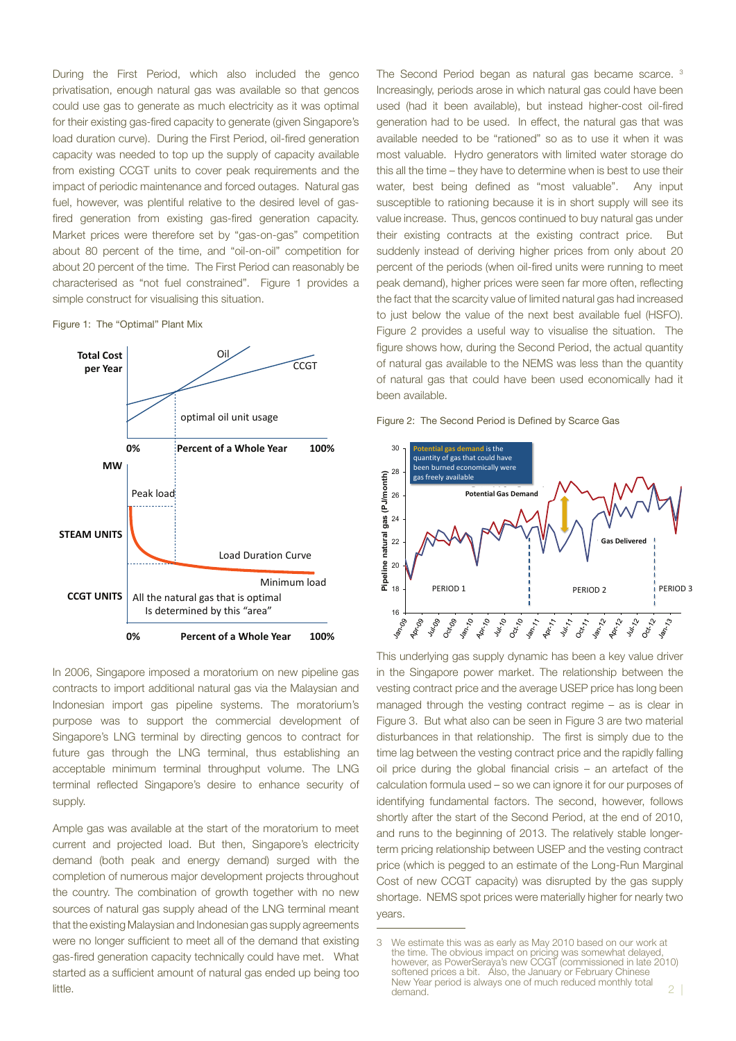During the First Period, which also included the genco privatisation, enough natural gas was available so that gencos could use gas to generate as much electricity as it was optimal for their existing gas-fired capacity to generate (given Singapore's load duration curve). During the First Period, oil-fired generation capacity was needed to top up the supply of capacity available from existing CCGT units to cover peak requirements and the impact of periodic maintenance and forced outages. Natural gas fuel, however, was plentiful relative to the desired level of gas-fired generation from existing gas-fired generation capacity. Market prices were therefore set by "gas-on-gas" competition about 80 percent of the time, and "oil-on-oil" competition for about 20 percent of the time. The First Period can reasonably be characterised as "not fuel constrained". Figure 1 provides a simple construct for visualising this situation.

Figure 1: The "Optimal" Plant Mix

In 2006, Singapore imposed a moratorium on new pipeline gas contracts to import additional natural gas via the Malaysian and Indonesian import gas pipeline systems. The moratorium's purpose was to support the commercial development of Singapore's LNG terminal by directing gencos to contract for future gas through the LNG terminal, thus establishing an acceptable minimum terminal throughput volume. The LNG terminal reflected Singapore's desire to enhance security of supply.

Ample gas was available at the start of the moratorium to meet current and projected load. But then, Singapore's electricity demand (both peak and energy demand) surged with the completion of numerous major development projects throughout the country. The combination of growth together with no new sources of natural gas supply ahead of the LNG terminal meant that the existing Malaysian and Indonesian gas supply agreements were no longer sufficient to meet all of the demand that existing gas-fired generation capacity technically could have met. What started as a sufficient amount of natural gas ended up being too little.

The Second Period began as natural gas became scarce. [3] Increasingly, periods arose in which natural gas could have been used (had it been available), but instead higher-cost oil-fired generation had to be used. In effect, the natural gas that was available needed to be "rationed" so as to use it when it was most valuable. Hydro generators with limited water storage do this all the time – they have to determine when is best to use their water, best being defined as "most valuable". Any input susceptible to rationing because it is in short supply will see its value increase. Thus, gencos continued to buy natural gas under their existing contracts at the existing contract price. But suddenly instead of deriving higher prices from only about 20 percent of the periods (when oil-fired units were running to meet peak demand), higher prices were seen far more often, reflecting the fact that the scarcity value of limited natural gas had increased to just below the value of the next best available fuel (HSFO). Figure 2 provides a useful way to visualise the situation. The figure shows how, during the Second Period, the actual quantity of natural gas available to the NEMS was less than the quantity of natural gas that could have been used economically had it been available.

Figure 2: The Second Period is Defined by Scarce Gas

This underlying gas supply dynamic has been a key value driver in the Singapore power market. The relationship between the vesting contract price and the average USEP price has long been managed through the vesting contract regime – as is clear in Figure 3. But what also can be seen in Figure 3 are two material disturbances in that relationship. The first is simply due to the time lag between the vesting contract price and the rapidly falling oil price during the global financial crisis – an artefact of the calculation formula used – so we can ignore it for our purposes of identifying fundamental factors. The second, however, follows shortly after the start of the Second Period, at the end of 2010, and runs to the beginning of 2013. The relatively stable longer-term pricing relationship between USEP and the vesting contract price (which is pegged to an estimate of the Long-Run Marginal Cost of new CCGT capacity) was disrupted by the gas supply shortage. NEMS spot prices were materially higher for nearly two years.

---

[3] We estimate this was as early as May 2010 based on our work at the time. The obvious impact on pricing was somewhat delayed, however, as PowerSeraya's new CCGT (commissioned in late 2010) softened prices a bit. Also, the January or February Chinese New Year period is always one of much reduced monthly total demand.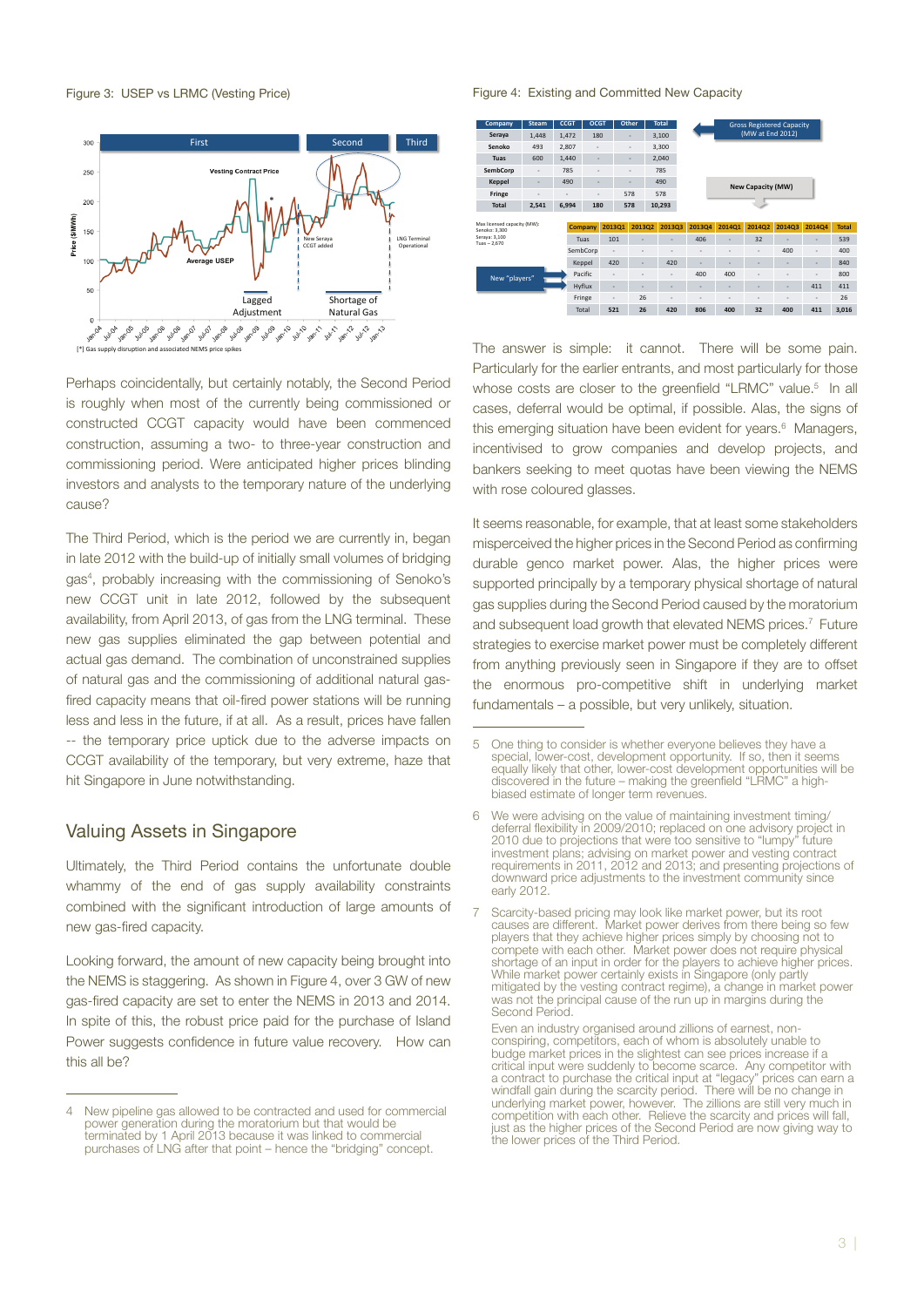Figure 3: USEP vs LRMC (Vesting Price)

[*] Gas supply disruption and associated NEMS price spikes

Figure 4: Existing and Committed New Capacity

| Company | Steam | CCGT | OCGT | Other | Total |
|---|---|---|---|---|---|
| Seraya | 1,448 | 1,472 | 180 | - | 3,100 |
| Senoko | 493 | 2,807 | - | - | 3,300 |
| Tuas | 600 | 1,440 | - | - | 2,040 |
| SembCorp | - | 785 | - | - | 785 |
| Keppel | - | 490 | - | - | 490 |
| Fringe | - | - | - | 578 | 578 |
| Total | 2,541 | 6,994 | 180 | 578 | 10,293 |

Gross Registered Capacity (MW at End 2012)

Max licensed capacity (MW): Senoko: 3,300; Seraya: 3,100; Tuas – 2,670

New Capacity (MW)

| Company | 2013Q1 | 2013Q2 | 2013Q3 | 2013Q4 | 2014Q1 | 2014Q2 | 2014Q3 | 2014Q4 | Total |
|---|---|---|---|---|---|---|---|---|---|
| Tuas | 101 | - | - | 406 | - | 32 | - | - | 539 |
| SembCorp | - | - | - | - | - | - | 400 | - | 400 |
| Keppel | 420 | - | 420 | - | - | - | - | - | 840 |
| Pacific | - | - | - | 400 | 400 | - | - | - | 800 |
| Hyflux | - | - | - | - | - | - | - | 411 | 411 |
| Fringe | - | 26 | - | - | - | - | - | - | 26 |
| Total | 521 | 26 | 420 | 806 | 400 | 32 | 400 | 411 | 3,016 |

New "players": Pacific, Hyflux

Perhaps coincidentally, but certainly notably, the Second Period is roughly when most of the currently being commissioned or constructed CCGT capacity would have been commenced construction, assuming a two- to three-year construction and commissioning period. Were anticipated higher prices blinding investors and analysts to the temporary nature of the underlying cause?

The Third Period, which is the period we are currently in, began in late 2012 with the build-up of initially small volumes of bridging gas[4], probably increasing with the commissioning of Senoko's new CCGT unit in late 2012, followed by the subsequent availability, from April 2013, of gas from the LNG terminal. These new gas supplies eliminated the gap between potential and actual gas demand. The combination of unconstrained supplies of natural gas and the commissioning of additional natural gas-fired capacity means that oil-fired power stations will be running less and less in the future, if at all. As a result, prices have fallen -- the temporary price uptick due to the adverse impacts on CCGT availability of the temporary, but very extreme, haze that hit Singapore in June notwithstanding.

## Valuing Assets in Singapore

Ultimately, the Third Period contains the unfortunate double whammy of the end of gas supply availability constraints combined with the significant introduction of large amounts of new gas-fired capacity.

Looking forward, the amount of new capacity being brought into the NEMS is staggering. As shown in Figure 4, over 3 GW of new gas-fired capacity are set to enter the NEMS in 2013 and 2014. In spite of this, the robust price paid for the purchase of Island Power suggests confidence in future value recovery. How can this all be?

The answer is simple: it cannot. There will be some pain. Particularly for the earlier entrants, and most particularly for those whose costs are closer to the greenfield "LRMC" value.[5] In all cases, deferral would be optimal, if possible. Alas, the signs of this emerging situation have been evident for years.[6] Managers, incentivised to grow companies and develop projects, and bankers seeking to meet quotas have been viewing the NEMS with rose coloured glasses.

It seems reasonable, for example, that at least some stakeholders misperceived the higher prices in the Second Period as confirming durable genco market power. Alas, the higher prices were supported principally by a temporary physical shortage of natural gas supplies during the Second Period caused by the moratorium and subsequent load growth that elevated NEMS prices.[7] Future strategies to exercise market power must be completely different from anything previously seen in Singapore if they are to offset the enormous pro-competitive shift in underlying market fundamentals – a possible, but very unlikely, situation.

4 New pipeline gas allowed to be contracted and used for commercial power generation during the moratorium but that would be terminated by 1 April 2013 because it was linked to commercial purchases of LNG after that point – hence the "bridging" concept.

5 One thing to consider is whether everyone believes they have a special, lower-cost, development opportunity. If so, then it seems equally likely that other, lower-cost development opportunities will be discovered in the future – making the greenfield "LRMC" a high-biased estimate of longer term revenues.

6 We were advising on the value of maintaining investment timing/deferral flexibility in 2009/2010; replaced on one advisory project in 2010 due to projections that were too sensitive to "lumpy" future investment plans; advising on market power and vesting contract requirements in 2011, 2012 and 2013; and presenting projections of downward price adjustments to the investment community since early 2012.

7 Scarcity-based pricing may look like market power, but its root causes are different. Market power derives from there being so few players that they achieve higher prices simply by choosing not to compete with each other. Market power does not require physical shortage of an input in order for the players to achieve higher prices. While market power certainly exists in Singapore (only partly mitigated by the vesting contract regime), a change in market power was not the principal cause of the run up in margins during the Second Period.

Even an industry organised around zillions of earnest, non-conspiring, competitors, each of whom is absolutely unable to budge market prices in the slightest can see prices increase if a critical input were suddenly to become scarce. Any competitor with a contract to purchase the critical input at "legacy" prices can earn a windfall gain during the scarcity period. There will be no change in underlying market power, however. The zillions are still very much in competition with each other. Relieve the scarcity and prices will fall, just as the higher prices of the Second Period are now giving way to the lower prices of the Third Period.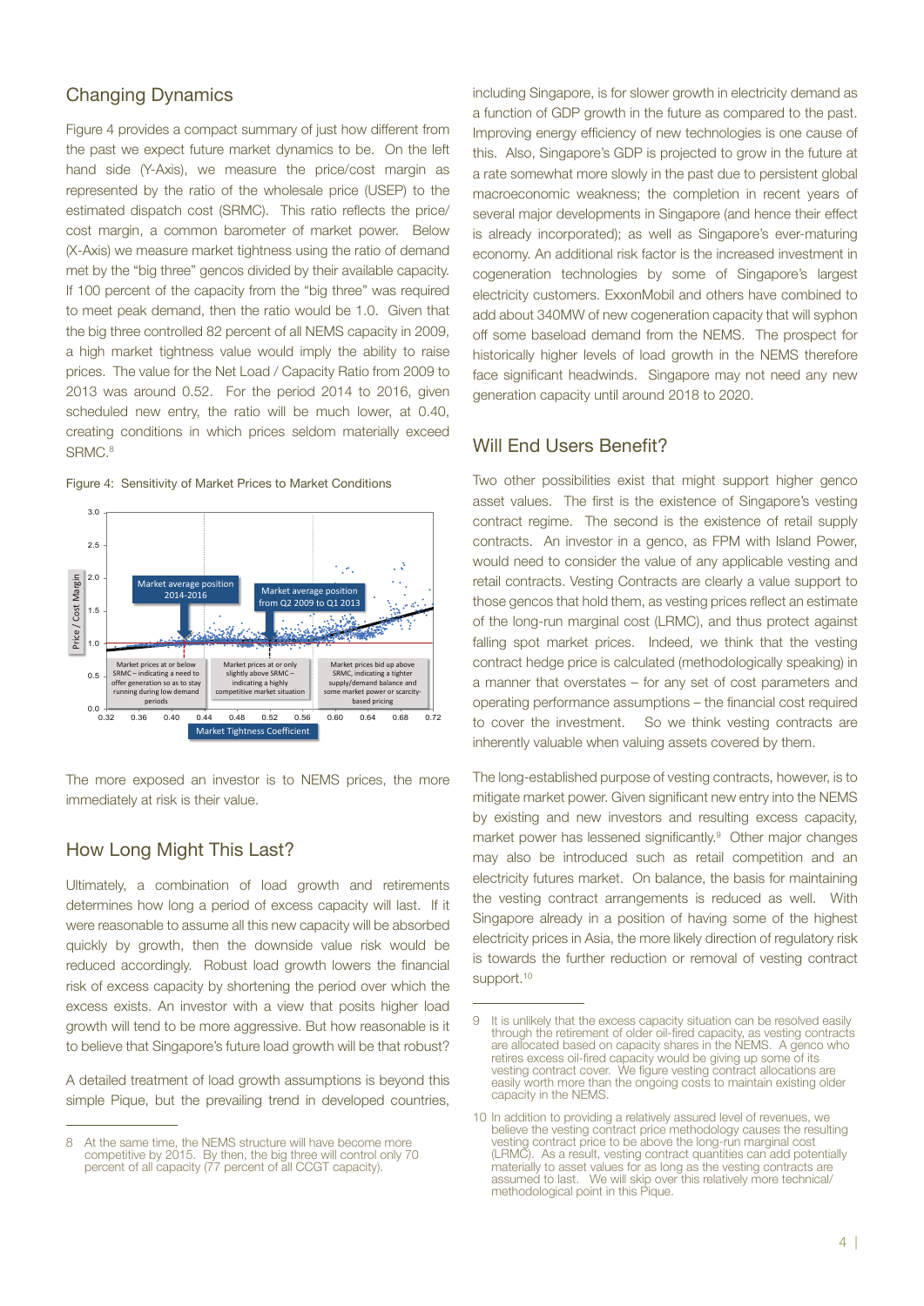## Changing Dynamics

Figure 4 provides a compact summary of just how different from the past we expect future market dynamics to be. On the left hand side (Y-Axis), we measure the price/cost margin as represented by the ratio of the wholesale price (USEP) to the estimated dispatch cost (SRMC). This ratio reflects the price/cost margin, a common barometer of market power. Below (X-Axis) we measure market tightness using the ratio of demand met by the "big three" gencos divided by their available capacity. If 100 percent of the capacity from the "big three" was required to meet peak demand, then the ratio would be 1.0. Given that the big three controlled 82 percent of all NEMS capacity in 2009, a high market tightness value would imply the ability to raise prices. The value for the Net Load / Capacity Ratio from 2009 to 2013 was around 0.52. For the period 2014 to 2016, given scheduled new entry, the ratio will be much lower, at 0.40, creating conditions in which prices seldom materially exceed SRMC.[8]

Figure 4: Sensitivity of Market Prices to Market Conditions

The more exposed an investor is to NEMS prices, the more immediately at risk is their value.

## How Long Might This Last?

Ultimately, a combination of load growth and retirements determines how long a period of excess capacity will last. If it were reasonable to assume all this new capacity will be absorbed quickly by growth, then the downside value risk would be reduced accordingly. Robust load growth lowers the financial risk of excess capacity by shortening the period over which the excess exists. An investor with a view that posits higher load growth will tend to be more aggressive. But how reasonable is it to believe that Singapore's future load growth will be that robust?

A detailed treatment of load growth assumptions is beyond this simple Pique, but the prevailing trend in developed countries, including Singapore, is for slower growth in electricity demand as a function of GDP growth in the future as compared to the past. Improving energy efficiency of new technologies is one cause of this. Also, Singapore's GDP is projected to grow in the future at a rate somewhat more slowly in the past due to persistent global macroeconomic weakness; the completion in recent years of several major developments in Singapore (and hence their effect is already incorporated); as well as Singapore's ever-maturing economy. An additional risk factor is the increased investment in cogeneration technologies by some of Singapore's largest electricity customers. ExxonMobil and others have combined to add about 340MW of new cogeneration capacity that will syphon off some baseload demand from the NEMS. The prospect for historically higher levels of load growth in the NEMS therefore face significant headwinds. Singapore may not need any new generation capacity until around 2018 to 2020.

## Will End Users Benefit?

Two other possibilities exist that might support higher genco asset values. The first is the existence of Singapore's vesting contract regime. The second is the existence of retail supply contracts. An investor in a genco, as FPM with Island Power, would need to consider the value of any applicable vesting and retail contracts. Vesting Contracts are clearly a value support to those gencos that hold them, as vesting prices reflect an estimate of the long-run marginal cost (LRMC), and thus protect against falling spot market prices. Indeed, we think that the vesting contract hedge price is calculated (methodologically speaking) in a manner that overstates – for any set of cost parameters and operating performance assumptions – the financial cost required to cover the investment. So we think vesting contracts are inherently valuable when valuing assets covered by them.

The long-established purpose of vesting contracts, however, is to mitigate market power. Given significant new entry into the NEMS by existing and new investors and resulting excess capacity, market power has lessened significantly.[9] Other major changes may also be introduced such as retail competition and an electricity futures market. On balance, the basis for maintaining the vesting contract arrangements is reduced as well. With Singapore already in a position of having some of the highest electricity prices in Asia, the more likely direction of regulatory risk is towards the further reduction or removal of vesting contract support.[10]

---

8 At the same time, the NEMS structure will have become more competitive by 2015. By then, the big three will control only 70 percent of all capacity (77 percent of all CCGT capacity).

9 It is unlikely that the excess capacity situation can be resolved easily through the retirement of older oil-fired capacity, as vesting contracts are allocated based on capacity shares in the NEMS. A genco who retires excess oil-fired capacity would be giving up some of its vesting contract cover. We figure vesting contract allocations are easily worth more than the ongoing costs to maintain existing older capacity in the NEMS.

10 In addition to providing a relatively assured level of revenues, we believe the vesting contract price methodology causes the resulting vesting contract price to be above the long-run marginal cost (LRMC). As a result, vesting contract quantities can add potentially materially to asset values for as long as the vesting contracts are assumed to last. We will skip over this relatively more technical/methodological point in this Pique.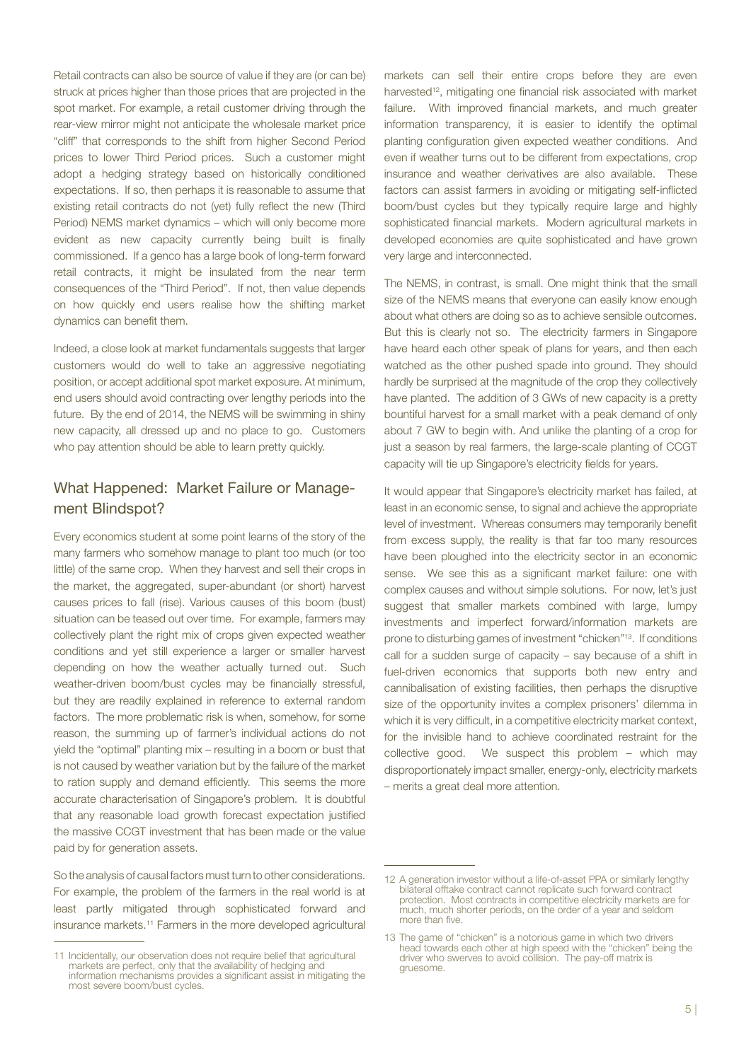Retail contracts can also be source of value if they are (or can be) struck at prices higher than those prices that are projected in the spot market. For example, a retail customer driving through the rear-view mirror might not anticipate the wholesale market price "cliff" that corresponds to the shift from higher Second Period prices to lower Third Period prices. Such a customer might adopt a hedging strategy based on historically conditioned expectations. If so, then perhaps it is reasonable to assume that existing retail contracts do not (yet) fully reflect the new (Third Period) NEMS market dynamics – which will only become more evident as new capacity currently being built is finally commissioned. If a genco has a large book of long-term forward retail contracts, it might be insulated from the near term consequences of the "Third Period". If not, then value depends on how quickly end users realise how the shifting market dynamics can benefit them.

Indeed, a close look at market fundamentals suggests that larger customers would do well to take an aggressive negotiating position, or accept additional spot market exposure. At minimum, end users should avoid contracting over lengthy periods into the future. By the end of 2014, the NEMS will be swimming in shiny new capacity, all dressed up and no place to go. Customers who pay attention should be able to learn pretty quickly.

## What Happened: Market Failure or Management Blindspot?

Every economics student at some point learns of the story of the many farmers who somehow manage to plant too much (or too little) of the same crop. When they harvest and sell their crops in the market, the aggregated, super-abundant (or short) harvest causes prices to fall (rise). Various causes of this boom (bust) situation can be teased out over time. For example, farmers may collectively plant the right mix of crops given expected weather conditions and yet still experience a larger or smaller harvest depending on how the weather actually turned out. Such weather-driven boom/bust cycles may be financially stressful, but they are readily explained in reference to external random factors. The more problematic risk is when, somehow, for some reason, the summing up of farmer's individual actions do not yield the "optimal" planting mix – resulting in a boom or bust that is not caused by weather variation but by the failure of the market to ration supply and demand efficiently. This seems the more accurate characterisation of Singapore's problem. It is doubtful that any reasonable load growth forecast expectation justified the massive CCGT investment that has been made or the value paid by for generation assets.

So the analysis of causal factors must turn to other considerations. For example, the problem of the farmers in the real world is at least partly mitigated through sophisticated forward and insurance markets.[11] Farmers in the more developed agricultural markets can sell their entire crops before they are even harvested[12], mitigating one financial risk associated with market failure. With improved financial markets, and much greater information transparency, it is easier to identify the optimal planting configuration given expected weather conditions. And even if weather turns out to be different from expectations, crop insurance and weather derivatives are also available. These factors can assist farmers in avoiding or mitigating self-inflicted boom/bust cycles but they typically require large and highly sophisticated financial markets. Modern agricultural markets in developed economies are quite sophisticated and have grown very large and interconnected.

The NEMS, in contrast, is small. One might think that the small size of the NEMS means that everyone can easily know enough about what others are doing so as to achieve sensible outcomes. But this is clearly not so. The electricity farmers in Singapore have heard each other speak of plans for years, and then each watched as the other pushed spade into ground. They should hardly be surprised at the magnitude of the crop they collectively have planted. The addition of 3 GWs of new capacity is a pretty bountiful harvest for a small market with a peak demand of only about 7 GW to begin with. And unlike the planting of a crop for just a season by real farmers, the large-scale planting of CCGT capacity will tie up Singapore's electricity fields for years.

It would appear that Singapore's electricity market has failed, at least in an economic sense, to signal and achieve the appropriate level of investment. Whereas consumers may temporarily benefit from excess supply, the reality is that far too many resources have been ploughed into the electricity sector in an economic sense. We see this as a significant market failure: one with complex causes and without simple solutions. For now, let's just suggest that smaller markets combined with large, lumpy investments and imperfect forward/information markets are prone to disturbing games of investment "chicken"[13]. If conditions call for a sudden surge of capacity – say because of a shift in fuel-driven economics that supports both new entry and cannibalisation of existing facilities, then perhaps the disruptive size of the opportunity invites a complex prisoners' dilemma in which it is very difficult, in a competitive electricity market context, for the invisible hand to achieve coordinated restraint for the collective good. We suspect this problem – which may disproportionately impact smaller, energy-only, electricity markets – merits a great deal more attention.

---

11 Incidentally, our observation does not require belief that agricultural markets are perfect, only that the availability of hedging and information mechanisms provides a significant assist in mitigating the most severe boom/bust cycles.

12 A generation investor without a life-of-asset PPA or similarly lengthy bilateral offtake contract cannot replicate such forward contract protection. Most contracts in competitive electricity markets are for much, much shorter periods, on the order of a year and seldom more than five.

13 The game of "chicken" is a notorious game in which two drivers head towards each other at high speed with the "chicken" being the driver who swerves to avoid collision. The pay-off matrix is gruesome.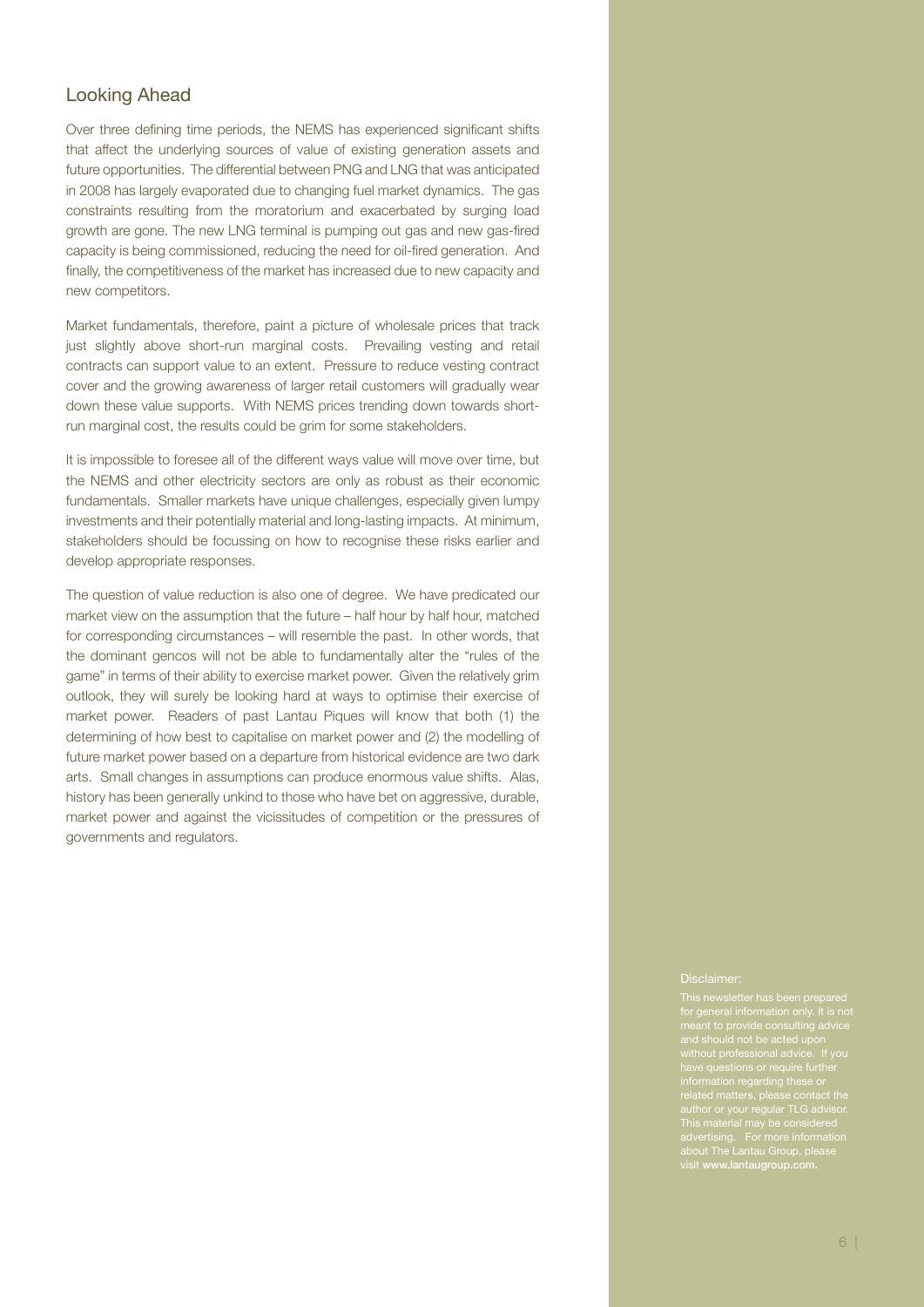## Looking Ahead

Over three defining time periods, the NEMS has experienced significant shifts that affect the underlying sources of value of existing generation assets and future opportunities. The differential between PNG and LNG that was anticipated in 2008 has largely evaporated due to changing fuel market dynamics. The gas constraints resulting from the moratorium and exacerbated by surging load growth are gone. The new LNG terminal is pumping out gas and new gas-fired capacity is being commissioned, reducing the need for oil-fired generation. And finally, the competitiveness of the market has increased due to new capacity and new competitors.

Market fundamentals, therefore, paint a picture of wholesale prices that track just slightly above short-run marginal costs. Prevailing vesting and retail contracts can support value to an extent. Pressure to reduce vesting contract cover and the growing awareness of larger retail customers will gradually wear down these value supports. With NEMS prices trending down towards short-run marginal cost, the results could be grim for some stakeholders.

It is impossible to foresee all of the different ways value will move over time, but the NEMS and other electricity sectors are only as robust as their economic fundamentals. Smaller markets have unique challenges, especially given lumpy investments and their potentially material and long-lasting impacts. At minimum, stakeholders should be focussing on how to recognise these risks earlier and develop appropriate responses.

The question of value reduction is also one of degree. We have predicated our market view on the assumption that the future – half hour by half hour, matched for corresponding circumstances – will resemble the past. In other words, that the dominant gencos will not be able to fundamentally alter the "rules of the game" in terms of their ability to exercise market power. Given the relatively grim outlook, they will surely be looking hard at ways to optimise their exercise of market power. Readers of past Lantau Piques will know that both (1) the determining of how best to capitalise on market power and (2) the modelling of future market power based on a departure from historical evidence are two dark arts. Small changes in assumptions can produce enormous value shifts. Alas, history has been generally unkind to those who have bet on aggressive, durable, market power and against the vicissitudes of competition or the pressures of governments and regulators.

Disclaimer:

This newsletter has been prepared for general information only. It is not meant to provide consulting advice and should not be acted upon without professional advice. If you have questions or require further information regarding these or related matters, please contact the author or your regular TLG advisor. This material may be considered advertising. For more information about The Lantau Group, please visit **www.lantaugroup.com.**